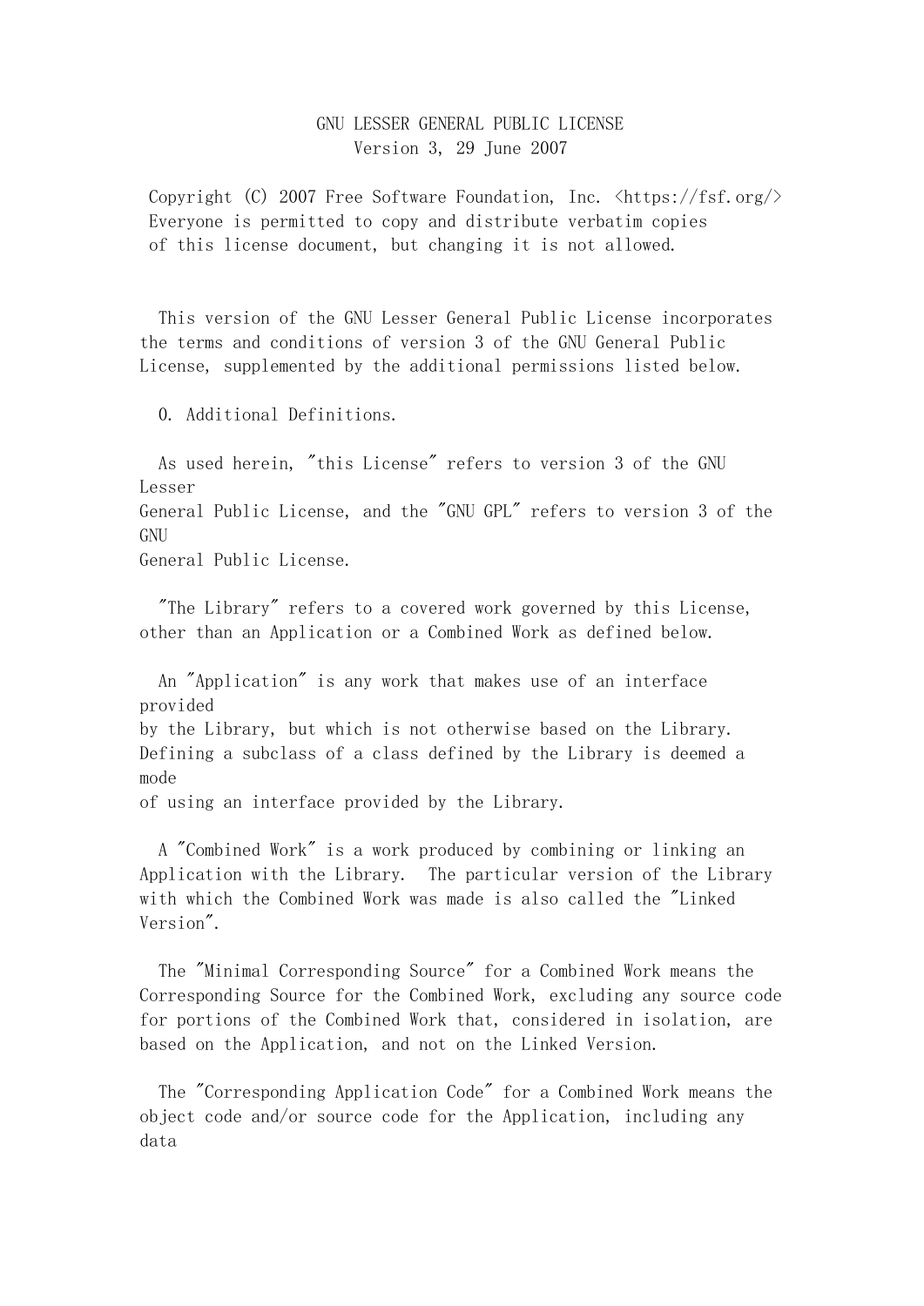# GNU LESSER GENERAL PUBLIC LICENSE

Version 3, 29 June 2007

Copyright (C) 2007 Free Software Foundation, Inc. <https://fsf.org/>
Everyone is permitted to copy and distribute verbatim copies
of this license document, but changing it is not allowed.

This version of the GNU Lesser General Public License incorporates the terms and conditions of version 3 of the GNU General Public License, supplemented by the additional permissions listed below.

## 0. Additional Definitions.

As used herein, "this License" refers to version 3 of the GNU Lesser General Public License, and the "GNU GPL" refers to version 3 of the GNU General Public License.

"The Library" refers to a covered work governed by this License, other than an Application or a Combined Work as defined below.

An "Application" is any work that makes use of an interface provided by the Library, but which is not otherwise based on the Library. Defining a subclass of a class defined by the Library is deemed a mode of using an interface provided by the Library.

A "Combined Work" is a work produced by combining or linking an Application with the Library. The particular version of the Library with which the Combined Work was made is also called the "Linked Version".

The "Minimal Corresponding Source" for a Combined Work means the Corresponding Source for the Combined Work, excluding any source code for portions of the Combined Work that, considered in isolation, are based on the Application, and not on the Linked Version.

The "Corresponding Application Code" for a Combined Work means the object code and/or source code for the Application, including any data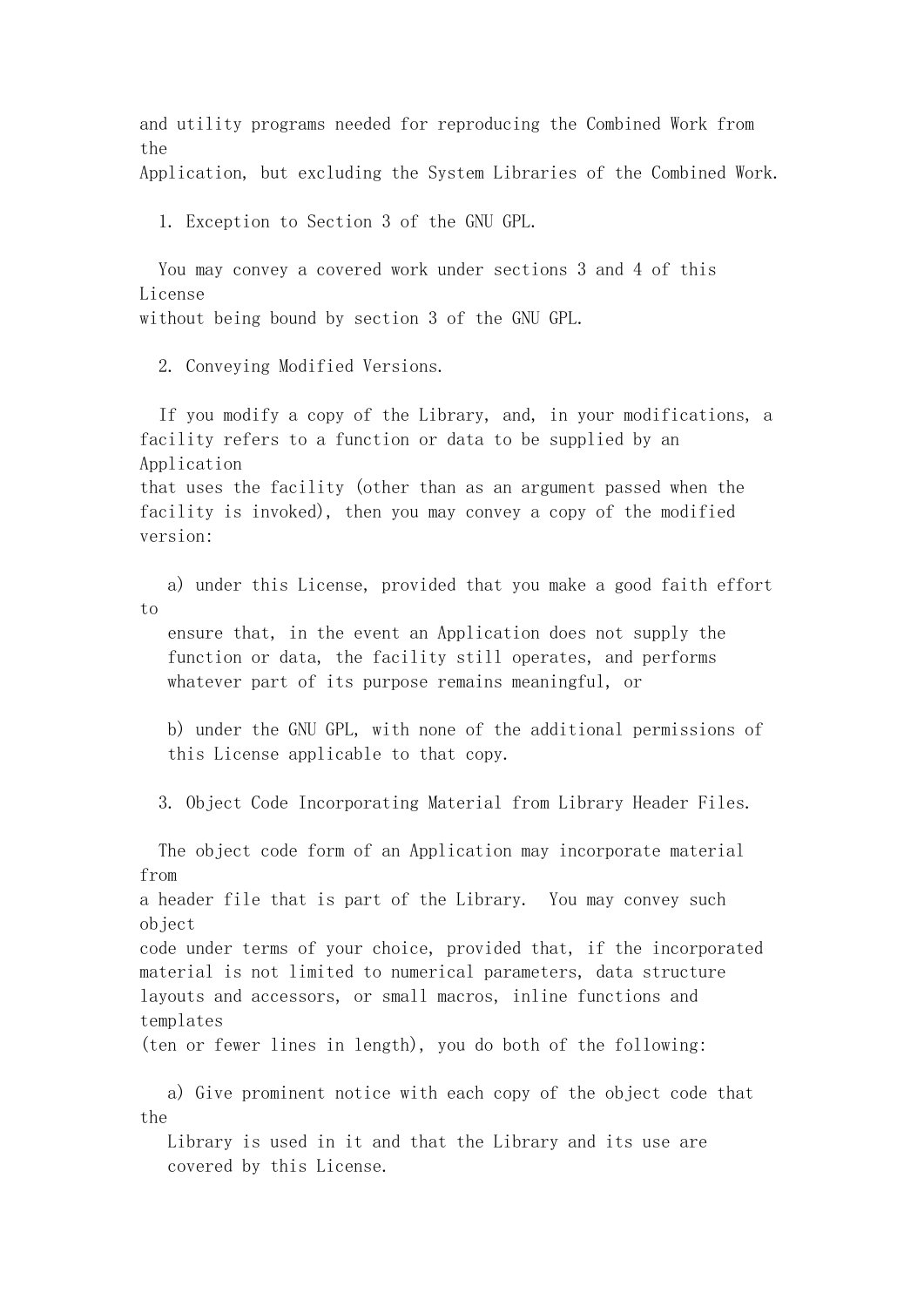and utility programs needed for reproducing the Combined Work from the Application, but excluding the System Libraries of the Combined Work.

1. Exception to Section 3 of the GNU GPL.

You may convey a covered work under sections 3 and 4 of this License without being bound by section 3 of the GNU GPL.

2. Conveying Modified Versions.

If you modify a copy of the Library, and, in your modifications, a facility refers to a function or data to be supplied by an Application that uses the facility (other than as an argument passed when the facility is invoked), then you may convey a copy of the modified version:

a) under this License, provided that you make a good faith effort to ensure that, in the event an Application does not supply the function or data, the facility still operates, and performs whatever part of its purpose remains meaningful, or

b) under the GNU GPL, with none of the additional permissions of this License applicable to that copy.

3. Object Code Incorporating Material from Library Header Files.

The object code form of an Application may incorporate material from a header file that is part of the Library.  You may convey such object code under terms of your choice, provided that, if the incorporated material is not limited to numerical parameters, data structure layouts and accessors, or small macros, inline functions and templates (ten or fewer lines in length), you do both of the following:

a) Give prominent notice with each copy of the object code that the Library is used in it and that the Library and its use are covered by this License.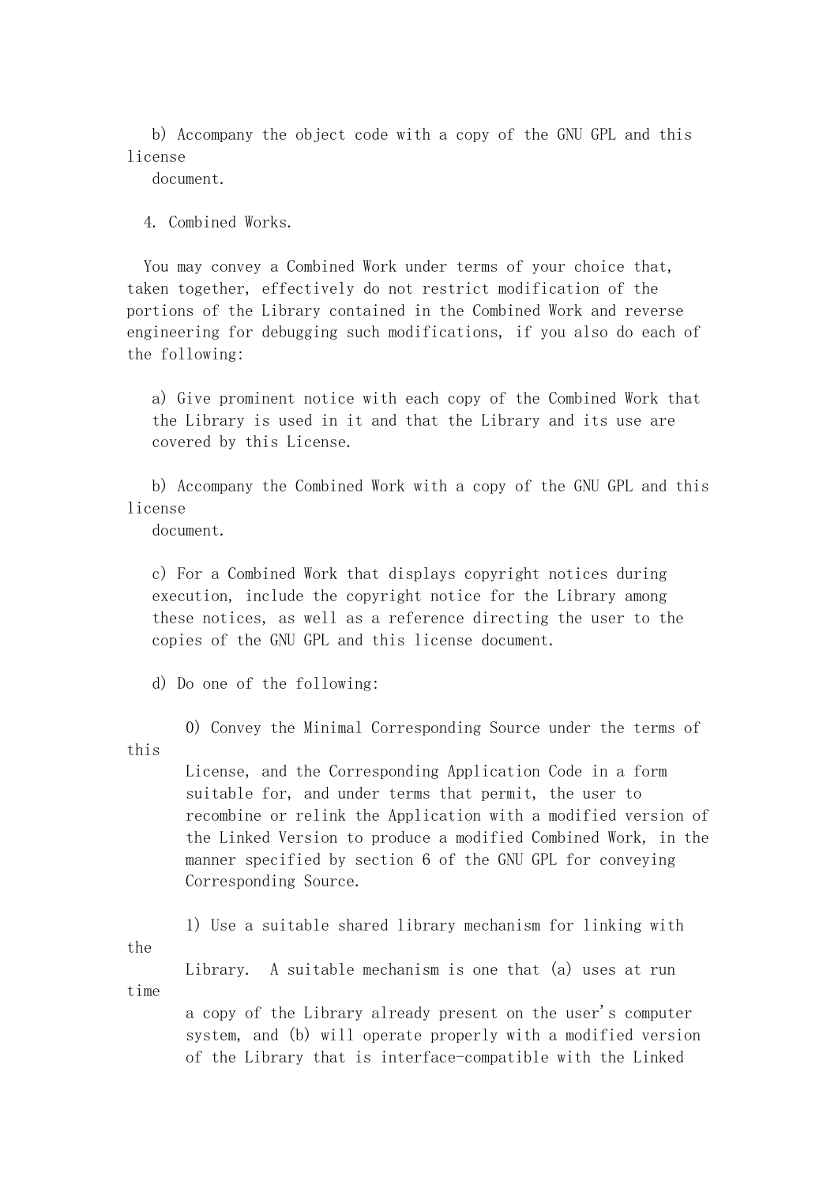b) Accompany the object code with a copy of the GNU GPL and this license document.

4. Combined Works.

You may convey a Combined Work under terms of your choice that, taken together, effectively do not restrict modification of the portions of the Library contained in the Combined Work and reverse engineering for debugging such modifications, if you also do each of the following:

a) Give prominent notice with each copy of the Combined Work that the Library is used in it and that the Library and its use are covered by this License.

b) Accompany the Combined Work with a copy of the GNU GPL and this license document.

c) For a Combined Work that displays copyright notices during execution, include the copyright notice for the Library among these notices, as well as a reference directing the user to the copies of the GNU GPL and this license document.

d) Do one of the following:

0) Convey the Minimal Corresponding Source under the terms of this License, and the Corresponding Application Code in a form suitable for, and under terms that permit, the user to recombine or relink the Application with a modified version of the Linked Version to produce a modified Combined Work, in the manner specified by section 6 of the GNU GPL for conveying Corresponding Source.

1) Use a suitable shared library mechanism for linking with the Library. A suitable mechanism is one that (a) uses at run time a copy of the Library already present on the user's computer system, and (b) will operate properly with a modified version of the Library that is interface-compatible with the Linked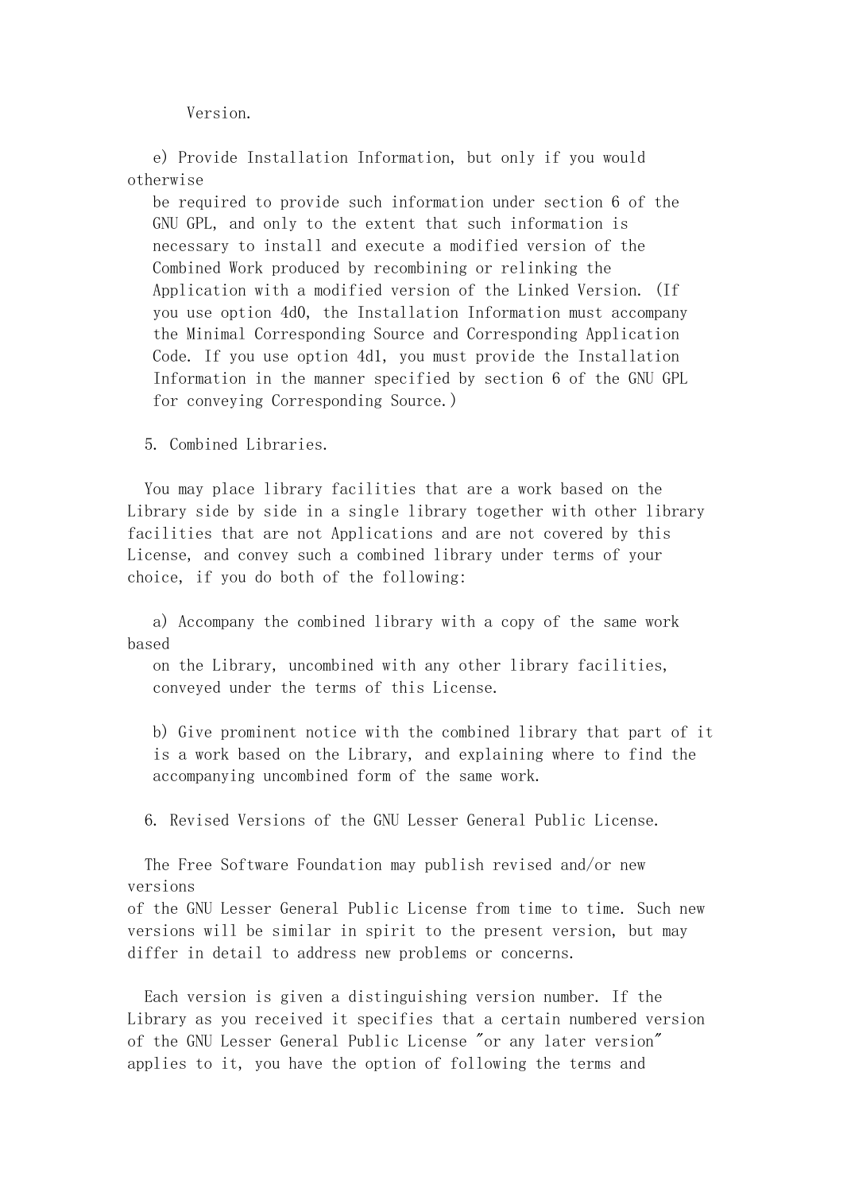Version.

e) Provide Installation Information, but only if you would otherwise be required to provide such information under section 6 of the GNU GPL, and only to the extent that such information is necessary to install and execute a modified version of the Combined Work produced by recombining or relinking the Application with a modified version of the Linked Version. (If you use option 4d0, the Installation Information must accompany the Minimal Corresponding Source and Corresponding Application Code. If you use option 4d1, you must provide the Installation Information in the manner specified by section 6 of the GNU GPL for conveying Corresponding Source.)

5. Combined Libraries.

You may place library facilities that are a work based on the Library side by side in a single library together with other library facilities that are not Applications and are not covered by this License, and convey such a combined library under terms of your choice, if you do both of the following:

a) Accompany the combined library with a copy of the same work based on the Library, uncombined with any other library facilities, conveyed under the terms of this License.

b) Give prominent notice with the combined library that part of it is a work based on the Library, and explaining where to find the accompanying uncombined form of the same work.

6. Revised Versions of the GNU Lesser General Public License.

The Free Software Foundation may publish revised and/or new versions of the GNU Lesser General Public License from time to time. Such new versions will be similar in spirit to the present version, but may differ in detail to address new problems or concerns.

Each version is given a distinguishing version number. If the Library as you received it specifies that a certain numbered version of the GNU Lesser General Public License "or any later version" applies to it, you have the option of following the terms and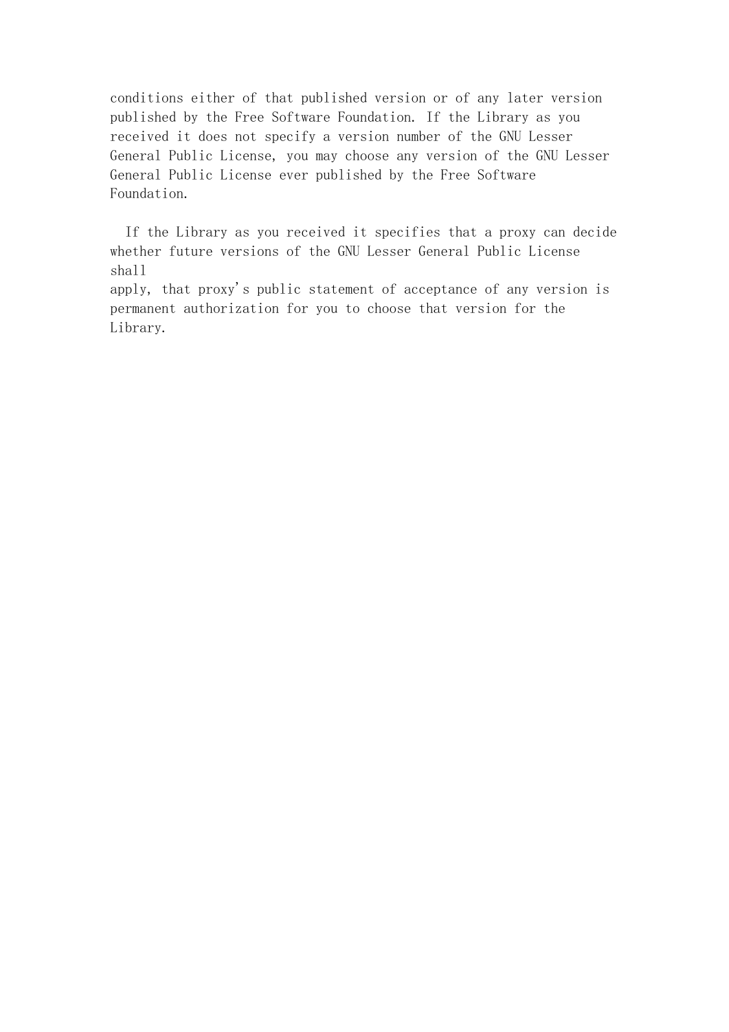conditions either of that published version or of any later version published by the Free Software Foundation. If the Library as you received it does not specify a version number of the GNU Lesser General Public License, you may choose any version of the GNU Lesser General Public License ever published by the Free Software Foundation.

If the Library as you received it specifies that a proxy can decide whether future versions of the GNU Lesser General Public License shall apply, that proxy's public statement of acceptance of any version is permanent authorization for you to choose that version for the Library.